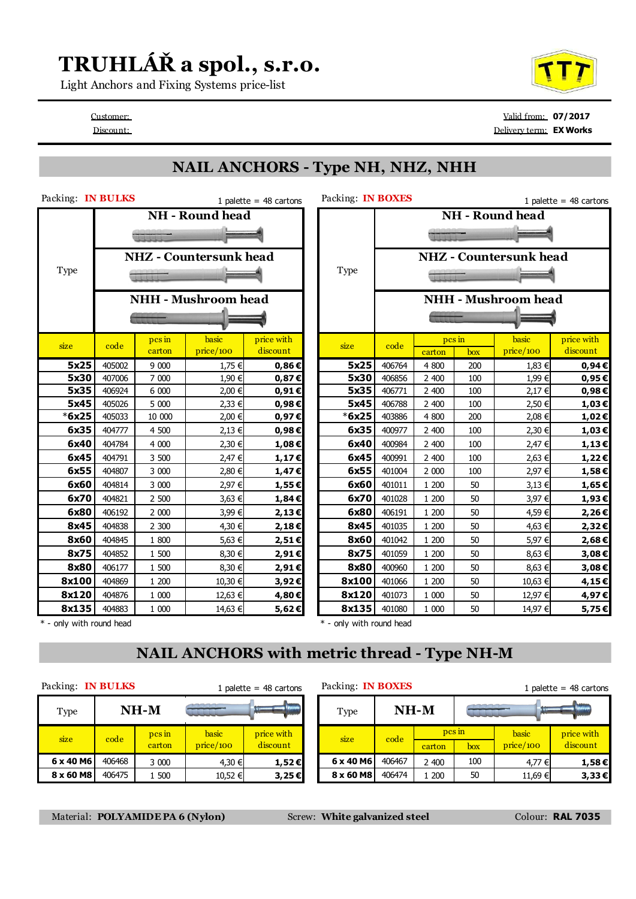# TRUHLÁŘ a spol., s.r.o.

Light Anchors and Fixing Systems price-list

Customer:
Discount:

Valid from: **07/2017**
Delivery term: **EX Works**

## NAIL ANCHORS - Type NH, NHZ, NHH

Packing: **IN BULKS** — 1 palette = 48 cartons

Type: **NH - Round head**, **NHZ - Countersunk head**, **NHH - Mushroom head**

| size | code | pcs in carton | basic price/100 | price with discount |
|---|---|---|---|---|
| **5x25** | 405002 | 9 000 | 1,75 € | **0,86 €** |
| **5x30** | 407006 | 7 000 | 1,90 € | **0,87 €** |
| **5x35** | 406924 | 6 000 | 2,00 € | **0,91 €** |
| **5x45** | 405026 | 5 000 | 2,33 € | **0,98 €** |
| ***6x25** | 405033 | 10 000 | 2,00 € | **0,97 €** |
| **6x35** | 404777 | 4 500 | 2,13 € | **0,98 €** |
| **6x40** | 404784 | 4 000 | 2,30 € | **1,08 €** |
| **6x45** | 404791 | 3 500 | 2,47 € | **1,17 €** |
| **6x55** | 404807 | 3 000 | 2,80 € | **1,47 €** |
| **6x60** | 404814 | 3 000 | 2,97 € | **1,55 €** |
| **6x70** | 404821 | 2 500 | 3,63 € | **1,84 €** |
| **6x80** | 406192 | 2 000 | 3,99 € | **2,13 €** |
| **8x45** | 404838 | 2 300 | 4,30 € | **2,18 €** |
| **8x60** | 404845 | 1 800 | 5,63 € | **2,51 €** |
| **8x75** | 404852 | 1 500 | 8,30 € | **2,91 €** |
| **8x80** | 406177 | 1 500 | 8,30 € | **2,91 €** |
| **8x100** | 404869 | 1 200 | 10,30 € | **3,92 €** |
| **8x120** | 404876 | 1 000 | 12,63 € | **4,80 €** |
| **8x135** | 404883 | 1 000 | 14,63 € | **5,62 €** |

* - only with round head

Packing: **IN BOXES** — 1 palette = 48 cartons

Type: **NH - Round head**, **NHZ - Countersunk head**, **NHH - Mushroom head**

| size | code | pcs in carton | pcs in box | basic price/100 | price with discount |
|---|---|---|---|---|---|
| **5x25** | 406764 | 4 800 | 200 | 1,83 € | **0,94 €** |
| **5x30** | 406856 | 2 400 | 100 | 1,99 € | **0,95 €** |
| **5x35** | 406771 | 2 400 | 100 | 2,17 € | **0,98 €** |
| **5x45** | 406788 | 2 400 | 100 | 2,50 € | **1,03 €** |
| ***6x25** | 403886 | 4 800 | 200 | 2,08 € | **1,02 €** |
| **6x35** | 400977 | 2 400 | 100 | 2,30 € | **1,03 €** |
| **6x40** | 400984 | 2 400 | 100 | 2,47 € | **1,13 €** |
| **6x45** | 400991 | 2 400 | 100 | 2,63 € | **1,22 €** |
| **6x55** | 401004 | 2 000 | 100 | 2,97 € | **1,58 €** |
| **6x60** | 401011 | 1 200 | 50 | 3,13 € | **1,65 €** |
| **6x70** | 401028 | 1 200 | 50 | 3,97 € | **1,93 €** |
| **6x80** | 406191 | 1 200 | 50 | 4,59 € | **2,26 €** |
| **8x45** | 401035 | 1 200 | 50 | 4,63 € | **2,32 €** |
| **8x60** | 401042 | 1 200 | 50 | 5,97 € | **2,68 €** |
| **8x75** | 401059 | 1 200 | 50 | 8,63 € | **3,08 €** |
| **8x80** | 400960 | 1 200 | 50 | 8,63 € | **3,08 €** |
| **8x100** | 401066 | 1 200 | 50 | 10,63 € | **4,15 €** |
| **8x120** | 401073 | 1 000 | 50 | 12,97 € | **4,97 €** |
| **8x135** | 401080 | 1 000 | 50 | 14,97 € | **5,75 €** |

* - only with round head

## NAIL ANCHORS with metric thread - Type NH-M

Packing: **IN BULKS** — 1 palette = 48 cartons

Type: **NH-M**

| size | code | pcs in carton | basic price/100 | price with discount |
|---|---|---|---|---|
| **6 x 40 M6** | 406468 | 3 000 | 4,30 € | **1,52 €** |
| **8 x 60 M8** | 406475 | 1 500 | 10,52 € | **3,25 €** |

Packing: **IN BOXES** — 1 palette = 48 cartons

Type: **NH-M**

| size | code | pcs in carton | pcs in box | basic price/100 | price with discount |
|---|---|---|---|---|---|
| **6 x 40 M6** | 406467 | 2 400 | 100 | 4,77 € | **1,58 €** |
| **8 x 60 M8** | 406474 | 1 200 | 50 | 11,69 € | **3,33 €** |

Material: **POLYAMIDE PA 6 (Nylon)** Screw: **White galvanized steel** Colour: **RAL 7035**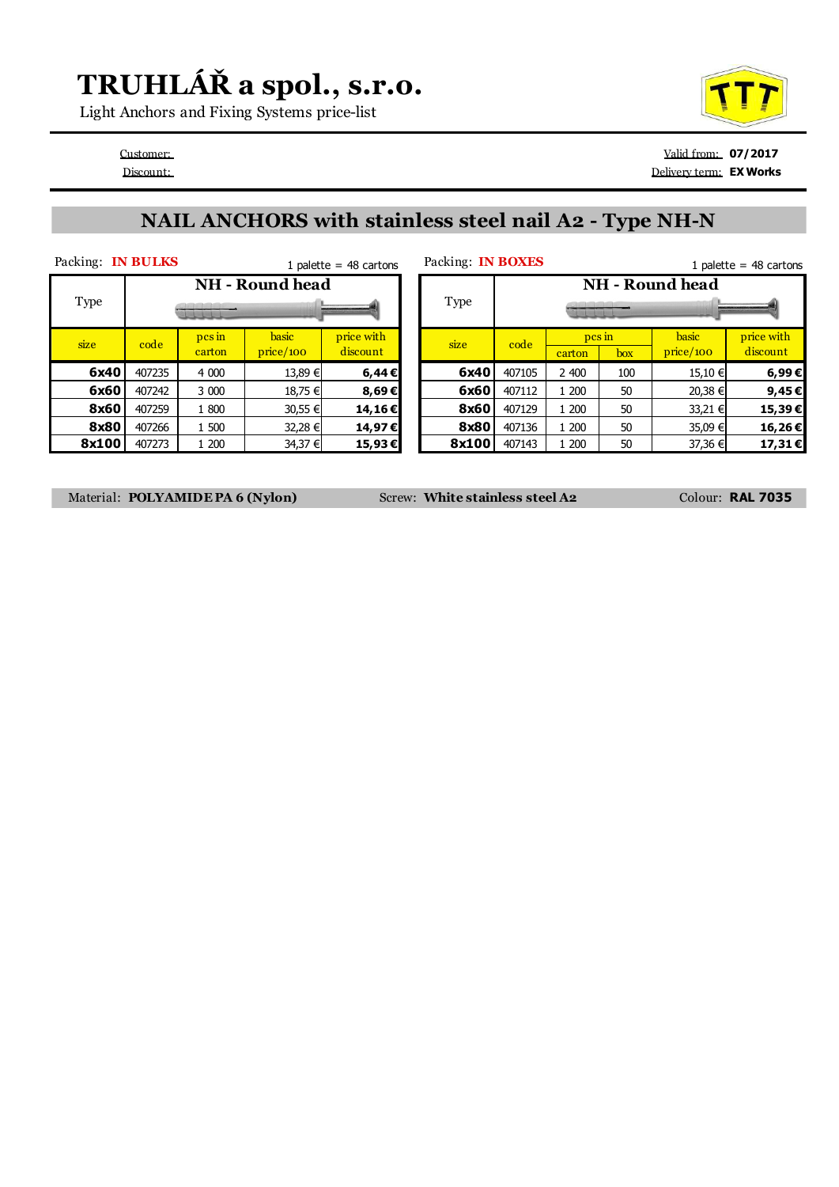# TRUHLÁŘ a spol., s.r.o.

Light Anchors and Fixing Systems price-list

Customer:
Discount:

Valid from: **07/2017**
Delivery term: **EX Works**

## NAIL ANCHORS with stainless steel nail A2 - Type NH-N

Packing: **IN BULKS** — 1 palette = 48 cartons

| Type | NH - Round head | | | |
|---|---|---|---|---|
| size | code | pcs in carton | basic price/100 | price with discount |
| **6x40** | 407235 | 4 000 | 13,89 € | **6,44 €** |
| **6x60** | 407242 | 3 000 | 18,75 € | **8,69 €** |
| **8x60** | 407259 | 1 800 | 30,55 € | **14,16 €** |
| **8x80** | 407266 | 1 500 | 32,28 € | **14,97 €** |
| **8x100** | 407273 | 1 200 | 34,37 € | **15,93 €** |

Packing: **IN BOXES** — 1 palette = 48 cartons

| Type | NH - Round head | | | | |
|---|---|---|---|---|---|
| size | code | pcs in | | basic price/100 | price with discount |
| | | carton | box | | |
| **6x40** | 407105 | 2 400 | 100 | 15,10 € | **6,99 €** |
| **6x60** | 407112 | 1 200 | 50 | 20,38 € | **9,45 €** |
| **8x60** | 407129 | 1 200 | 50 | 33,21 € | **15,39 €** |
| **8x80** | 407136 | 1 200 | 50 | 35,09 € | **16,26 €** |
| **8x100** | 407143 | 1 200 | 50 | 37,36 € | **17,31 €** |

Material: **POLYAMIDE PA 6 (Nylon)** Screw: **White stainless steel A2** Colour: **RAL 7035**